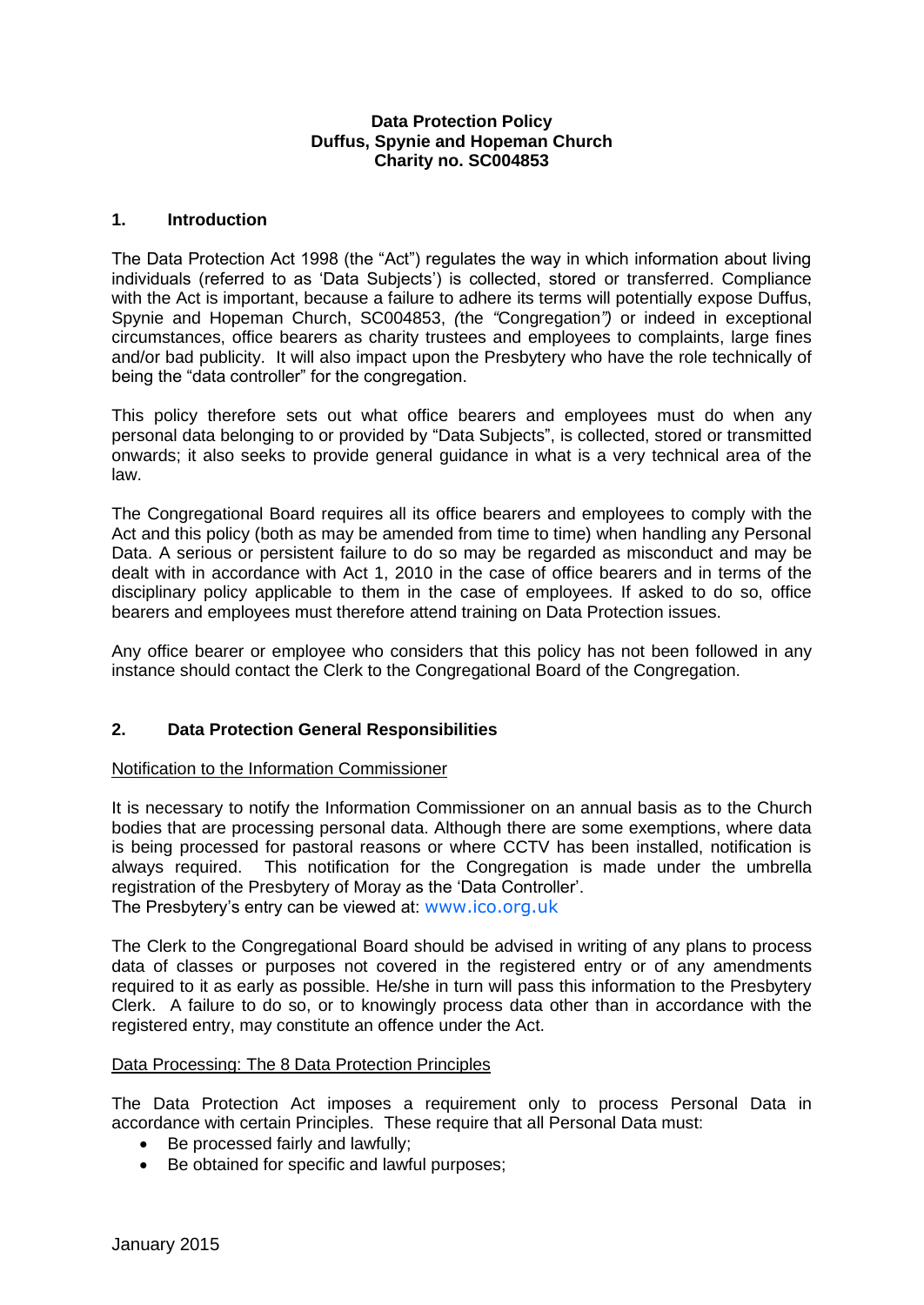**Data Protection Policy**
**Duffus, Spynie and Hopeman Church**
**Charity no. SC004853**

## 1. Introduction

The Data Protection Act 1998 (the "Act") regulates the way in which information about living individuals (referred to as 'Data Subjects') is collected, stored or transferred. Compliance with the Act is important, because a failure to adhere its terms will potentially expose Duffus, Spynie and Hopeman Church, SC004853, *(*the *"*Congregation*")* or indeed in exceptional circumstances, office bearers as charity trustees and employees to complaints, large fines and/or bad publicity. It will also impact upon the Presbytery who have the role technically of being the "data controller" for the congregation.

This policy therefore sets out what office bearers and employees must do when any personal data belonging to or provided by "Data Subjects", is collected, stored or transmitted onwards; it also seeks to provide general guidance in what is a very technical area of the law.

The Congregational Board requires all its office bearers and employees to comply with the Act and this policy (both as may be amended from time to time) when handling any Personal Data. A serious or persistent failure to do so may be regarded as misconduct and may be dealt with in accordance with Act 1, 2010 in the case of office bearers and in terms of the disciplinary policy applicable to them in the case of employees. If asked to do so, office bearers and employees must therefore attend training on Data Protection issues.

Any office bearer or employee who considers that this policy has not been followed in any instance should contact the Clerk to the Congregational Board of the Congregation.

## 2. Data Protection General Responsibilities

Notification to the Information Commissioner

It is necessary to notify the Information Commissioner on an annual basis as to the Church bodies that are processing personal data. Although there are some exemptions, where data is being processed for pastoral reasons or where CCTV has been installed, notification is always required. This notification for the Congregation is made under the umbrella registration of the Presbytery of Moray as the 'Data Controller'.
The Presbytery's entry can be viewed at: www.ico.org.uk

The Clerk to the Congregational Board should be advised in writing of any plans to process data of classes or purposes not covered in the registered entry or of any amendments required to it as early as possible. He/she in turn will pass this information to the Presbytery Clerk. A failure to do so, or to knowingly process data other than in accordance with the registered entry, may constitute an offence under the Act.

Data Processing: The 8 Data Protection Principles

The Data Protection Act imposes a requirement only to process Personal Data in accordance with certain Principles. These require that all Personal Data must:

- Be processed fairly and lawfully;
- Be obtained for specific and lawful purposes;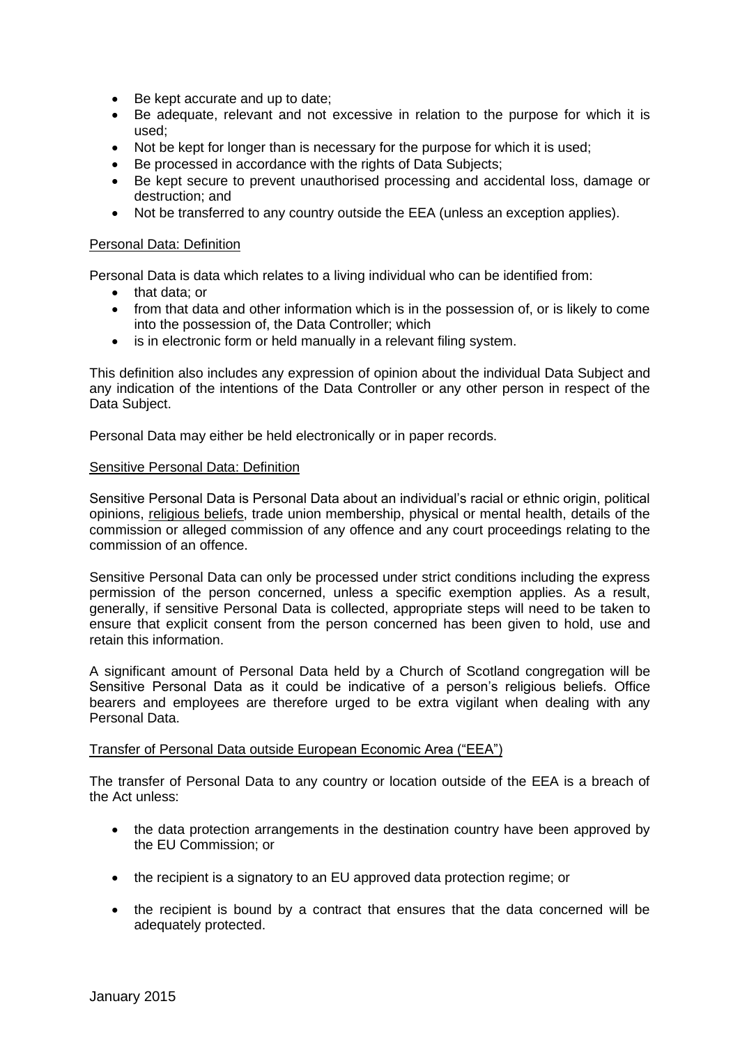- Be kept accurate and up to date;
- Be adequate, relevant and not excessive in relation to the purpose for which it is used;
- Not be kept for longer than is necessary for the purpose for which it is used;
- Be processed in accordance with the rights of Data Subjects;
- Be kept secure to prevent unauthorised processing and accidental loss, damage or destruction; and
- Not be transferred to any country outside the EEA (unless an exception applies).

Personal Data: Definition

Personal Data is data which relates to a living individual who can be identified from:

- that data; or
- from that data and other information which is in the possession of, or is likely to come into the possession of, the Data Controller; which
- is in electronic form or held manually in a relevant filing system.

This definition also includes any expression of opinion about the individual Data Subject and any indication of the intentions of the Data Controller or any other person in respect of the Data Subject.

Personal Data may either be held electronically or in paper records.

Sensitive Personal Data: Definition

Sensitive Personal Data is Personal Data about an individual's racial or ethnic origin, political opinions, religious beliefs, trade union membership, physical or mental health, details of the commission or alleged commission of any offence and any court proceedings relating to the commission of an offence.

Sensitive Personal Data can only be processed under strict conditions including the express permission of the person concerned, unless a specific exemption applies. As a result, generally, if sensitive Personal Data is collected, appropriate steps will need to be taken to ensure that explicit consent from the person concerned has been given to hold, use and retain this information.

A significant amount of Personal Data held by a Church of Scotland congregation will be Sensitive Personal Data as it could be indicative of a person's religious beliefs. Office bearers and employees are therefore urged to be extra vigilant when dealing with any Personal Data.

Transfer of Personal Data outside European Economic Area ("EEA")

The transfer of Personal Data to any country or location outside of the EEA is a breach of the Act unless:

- the data protection arrangements in the destination country have been approved by the EU Commission; or
- the recipient is a signatory to an EU approved data protection regime; or
- the recipient is bound by a contract that ensures that the data concerned will be adequately protected.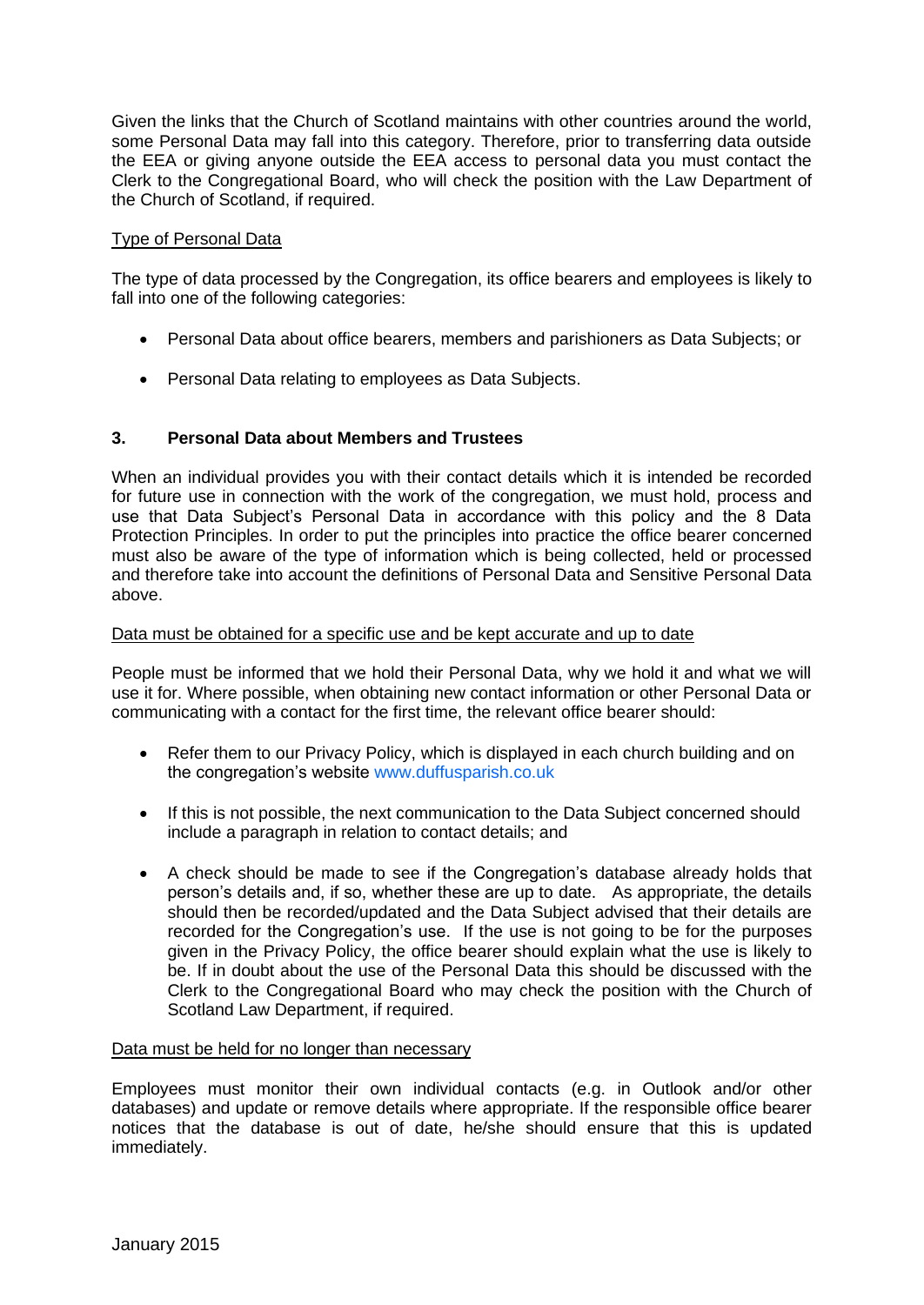Given the links that the Church of Scotland maintains with other countries around the world, some Personal Data may fall into this category. Therefore, prior to transferring data outside the EEA or giving anyone outside the EEA access to personal data you must contact the Clerk to the Congregational Board, who will check the position with the Law Department of the Church of Scotland, if required.

<u>Type of Personal Data</u>

The type of data processed by the Congregation, its office bearers and employees is likely to fall into one of the following categories:

- Personal Data about office bearers, members and parishioners as Data Subjects; or
- Personal Data relating to employees as Data Subjects.

## 3. Personal Data about Members and Trustees

When an individual provides you with their contact details which it is intended be recorded for future use in connection with the work of the congregation, we must hold, process and use that Data Subject's Personal Data in accordance with this policy and the 8 Data Protection Principles. In order to put the principles into practice the office bearer concerned must also be aware of the type of information which is being collected, held or processed and therefore take into account the definitions of Personal Data and Sensitive Personal Data above.

<u>Data must be obtained for a specific use and be kept accurate and up to date</u>

People must be informed that we hold their Personal Data, why we hold it and what we will use it for. Where possible, when obtaining new contact information or other Personal Data or communicating with a contact for the first time, the relevant office bearer should:

- Refer them to our Privacy Policy, which is displayed in each church building and on the congregation's website www.duffusparish.co.uk
- If this is not possible, the next communication to the Data Subject concerned should include a paragraph in relation to contact details; and
- A check should be made to see if the Congregation's database already holds that person's details and, if so, whether these are up to date. As appropriate, the details should then be recorded/updated and the Data Subject advised that their details are recorded for the Congregation's use. If the use is not going to be for the purposes given in the Privacy Policy, the office bearer should explain what the use is likely to be. If in doubt about the use of the Personal Data this should be discussed with the Clerk to the Congregational Board who may check the position with the Church of Scotland Law Department, if required.

<u>Data must be held for no longer than necessary</u>

Employees must monitor their own individual contacts (e.g. in Outlook and/or other databases) and update or remove details where appropriate. If the responsible office bearer notices that the database is out of date, he/she should ensure that this is updated immediately.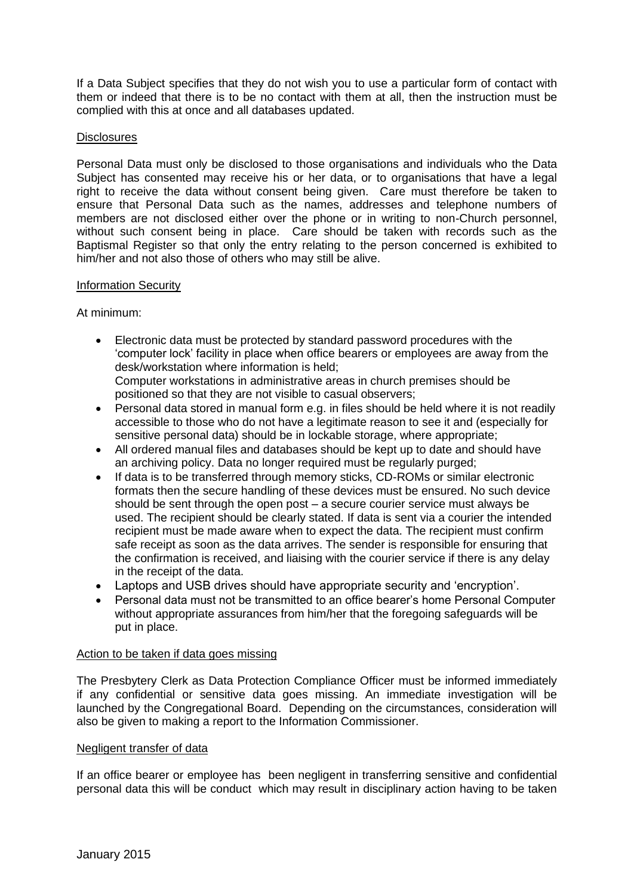If a Data Subject specifies that they do not wish you to use a particular form of contact with them or indeed that there is to be no contact with them at all, then the instruction must be complied with this at once and all databases updated.

## Disclosures

Personal Data must only be disclosed to those organisations and individuals who the Data Subject has consented may receive his or her data, or to organisations that have a legal right to receive the data without consent being given. Care must therefore be taken to ensure that Personal Data such as the names, addresses and telephone numbers of members are not disclosed either over the phone or in writing to non-Church personnel, without such consent being in place. Care should be taken with records such as the Baptismal Register so that only the entry relating to the person concerned is exhibited to him/her and not also those of others who may still be alive.

## Information Security

At minimum:

- Electronic data must be protected by standard password procedures with the 'computer lock' facility in place when office bearers or employees are away from the desk/workstation where information is held;
  Computer workstations in administrative areas in church premises should be positioned so that they are not visible to casual observers;
- Personal data stored in manual form e.g. in files should be held where it is not readily accessible to those who do not have a legitimate reason to see it and (especially for sensitive personal data) should be in lockable storage, where appropriate;
- All ordered manual files and databases should be kept up to date and should have an archiving policy. Data no longer required must be regularly purged;
- If data is to be transferred through memory sticks, CD-ROMs or similar electronic formats then the secure handling of these devices must be ensured. No such device should be sent through the open post – a secure courier service must always be used. The recipient should be clearly stated. If data is sent via a courier the intended recipient must be made aware when to expect the data. The recipient must confirm safe receipt as soon as the data arrives. The sender is responsible for ensuring that the confirmation is received, and liaising with the courier service if there is any delay in the receipt of the data.
- Laptops and USB drives should have appropriate security and 'encryption'.
- Personal data must not be transmitted to an office bearer's home Personal Computer without appropriate assurances from him/her that the foregoing safeguards will be put in place.

## Action to be taken if data goes missing

The Presbytery Clerk as Data Protection Compliance Officer must be informed immediately if any confidential or sensitive data goes missing. An immediate investigation will be launched by the Congregational Board. Depending on the circumstances, consideration will also be given to making a report to the Information Commissioner.

## Negligent transfer of data

If an office bearer or employee has been negligent in transferring sensitive and confidential personal data this will be conduct which may result in disciplinary action having to be taken

January 2015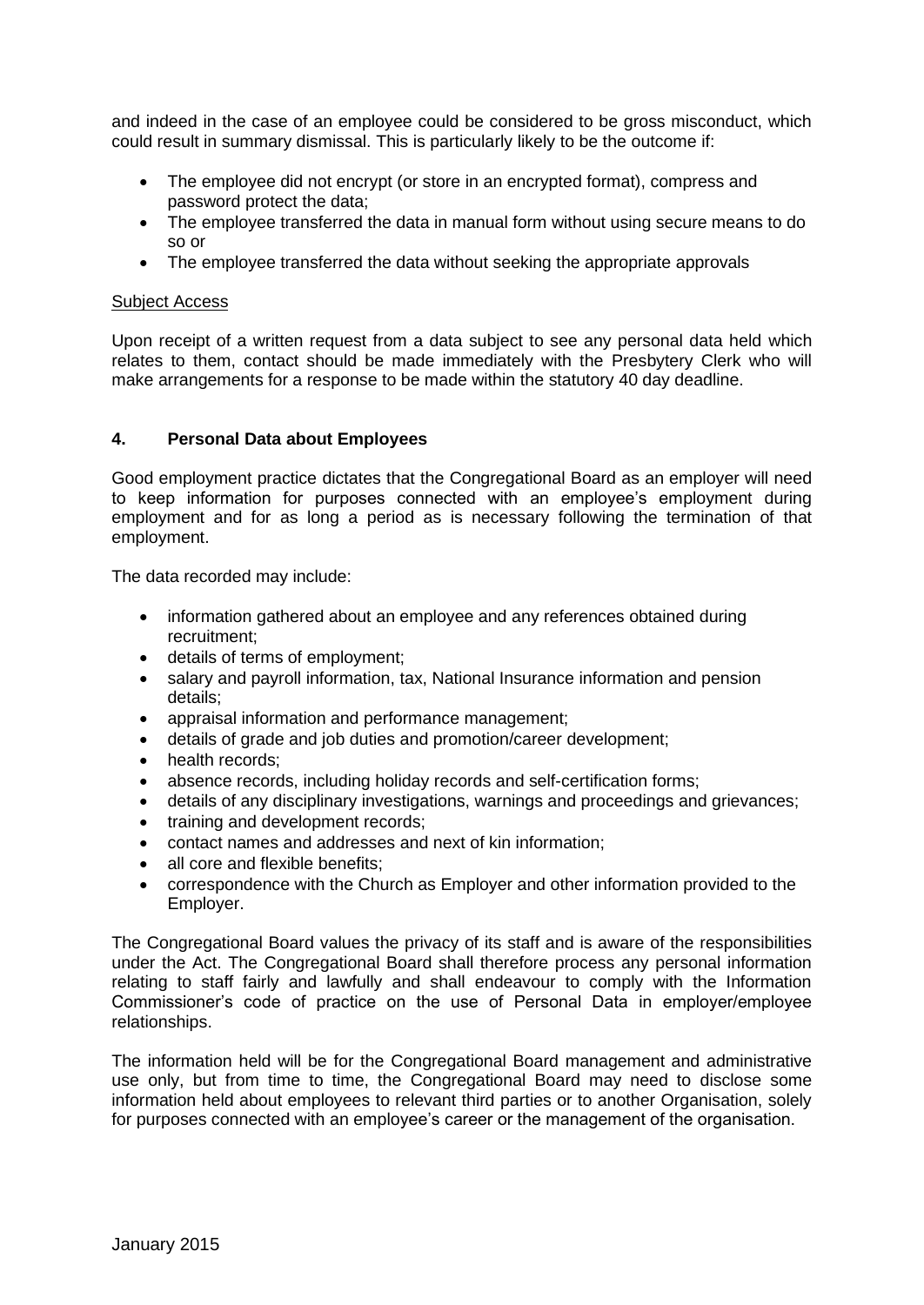and indeed in the case of an employee could be considered to be gross misconduct, which could result in summary dismissal. This is particularly likely to be the outcome if:

- The employee did not encrypt (or store in an encrypted format), compress and password protect the data;
- The employee transferred the data in manual form without using secure means to do so or
- The employee transferred the data without seeking the appropriate approvals

Subject Access

Upon receipt of a written request from a data subject to see any personal data held which relates to them, contact should be made immediately with the Presbytery Clerk who will make arrangements for a response to be made within the statutory 40 day deadline.

### 4. Personal Data about Employees

Good employment practice dictates that the Congregational Board as an employer will need to keep information for purposes connected with an employee's employment during employment and for as long a period as is necessary following the termination of that employment.

The data recorded may include:

- information gathered about an employee and any references obtained during recruitment;
- details of terms of employment;
- salary and payroll information, tax, National Insurance information and pension details;
- appraisal information and performance management;
- details of grade and job duties and promotion/career development;
- health records;
- absence records, including holiday records and self-certification forms;
- details of any disciplinary investigations, warnings and proceedings and grievances;
- training and development records;
- contact names and addresses and next of kin information;
- all core and flexible benefits;
- correspondence with the Church as Employer and other information provided to the Employer.

The Congregational Board values the privacy of its staff and is aware of the responsibilities under the Act. The Congregational Board shall therefore process any personal information relating to staff fairly and lawfully and shall endeavour to comply with the Information Commissioner's code of practice on the use of Personal Data in employer/employee relationships.

The information held will be for the Congregational Board management and administrative use only, but from time to time, the Congregational Board may need to disclose some information held about employees to relevant third parties or to another Organisation, solely for purposes connected with an employee's career or the management of the organisation.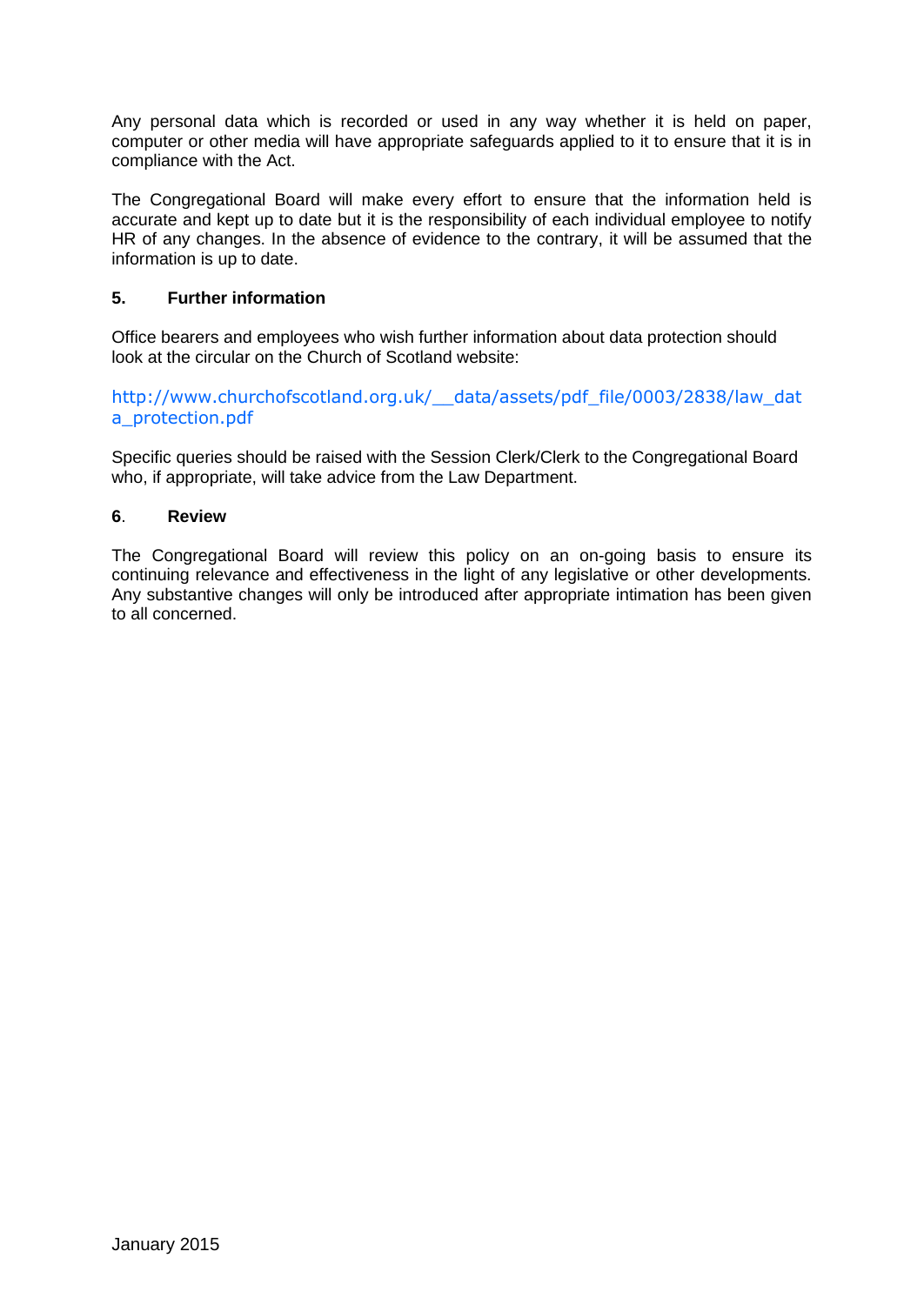Any personal data which is recorded or used in any way whether it is held on paper, computer or other media will have appropriate safeguards applied to it to ensure that it is in compliance with the Act.

The Congregational Board will make every effort to ensure that the information held is accurate and kept up to date but it is the responsibility of each individual employee to notify HR of any changes. In the absence of evidence to the contrary, it will be assumed that the information is up to date.

## 5. Further information

Office bearers and employees who wish further information about data protection should look at the circular on the Church of Scotland website:

http://www.churchofscotland.org.uk/__data/assets/pdf_file/0003/2838/law_data_protection.pdf

Specific queries should be raised with the Session Clerk/Clerk to the Congregational Board who, if appropriate, will take advice from the Law Department.

## 6. Review

The Congregational Board will review this policy on an on-going basis to ensure its continuing relevance and effectiveness in the light of any legislative or other developments. Any substantive changes will only be introduced after appropriate intimation has been given to all concerned.

January 2015